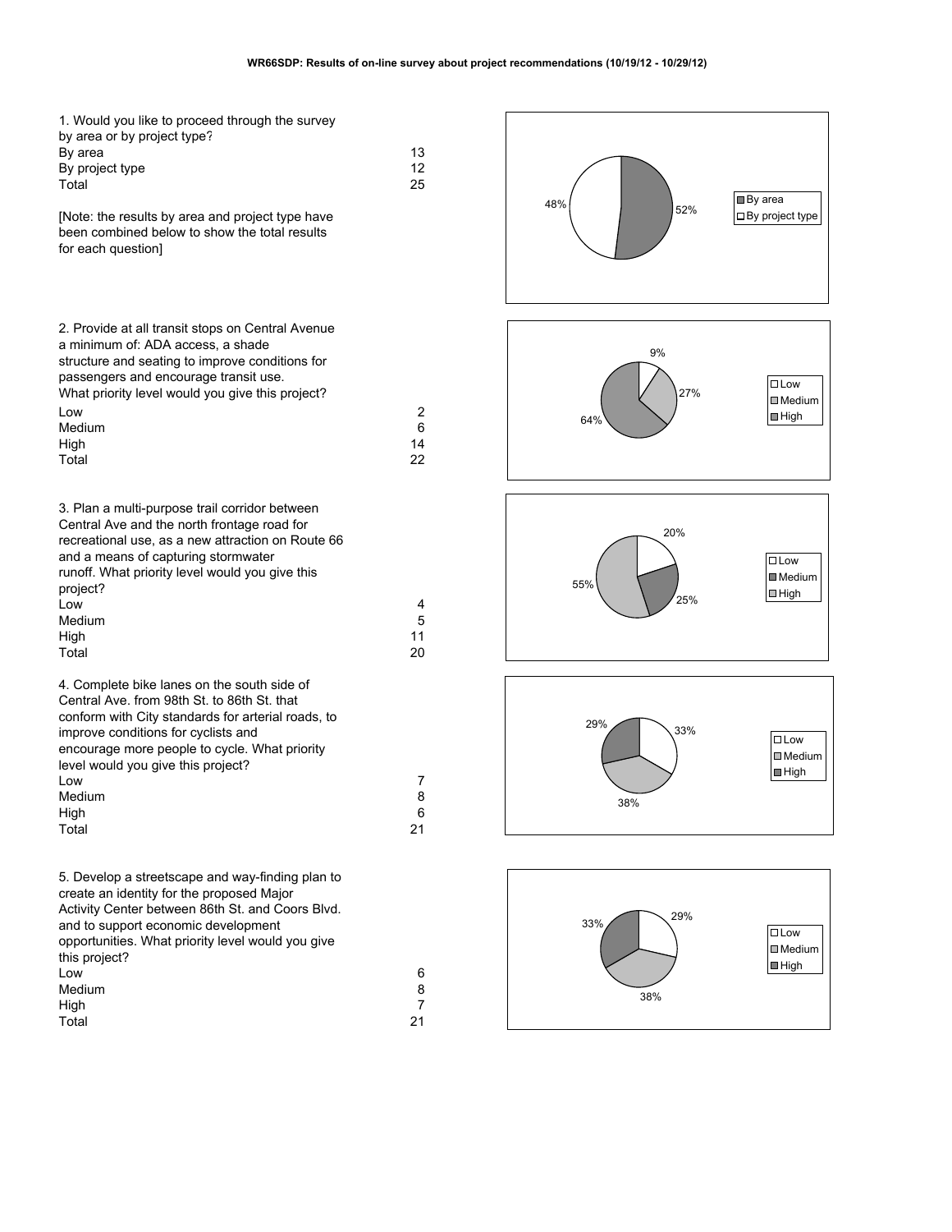**WR66SDP: Results of on-line survey about project recommendations (10/19/12 - 10/29/12)**

1. Would you like to proceed through the survey by area or by project type?

| | |
|---|---|
| By area | 13 |
| By project type | 12 |
| Total | 25 |

[Note: the results by area and project type have been combined below to show the total results for each question]

2. Provide at all transit stops on Central Avenue a minimum of: ADA access, a shade structure and seating to improve conditions for passengers and encourage transit use. What priority level would you give this project?

| | |
|---|---|
| Low | 2 |
| Medium | 6 |
| High | 14 |
| Total | 22 |

3. Plan a multi-purpose trail corridor between Central Ave and the north frontage road for recreational use, as a new attraction on Route 66 and a means of capturing stormwater runoff. What priority level would you give this project?

| | |
|---|---|
| Low | 4 |
| Medium | 5 |
| High | 11 |
| Total | 20 |

4. Complete bike lanes on the south side of Central Ave. from 98th St. to 86th St. that conform with City standards for arterial roads, to improve conditions for cyclists and encourage more people to cycle. What priority level would you give this project?

| | |
|---|---|
| Low | 7 |
| Medium | 8 |
| High | 6 |
| Total | 21 |

5. Develop a streetscape and way-finding plan to create an identity for the proposed Major Activity Center between 86th St. and Coors Blvd. and to support economic development opportunities. What priority level would you give this project?

| | |
|---|---|
| Low | 6 |
| Medium | 8 |
| High | 7 |
| Total | 21 |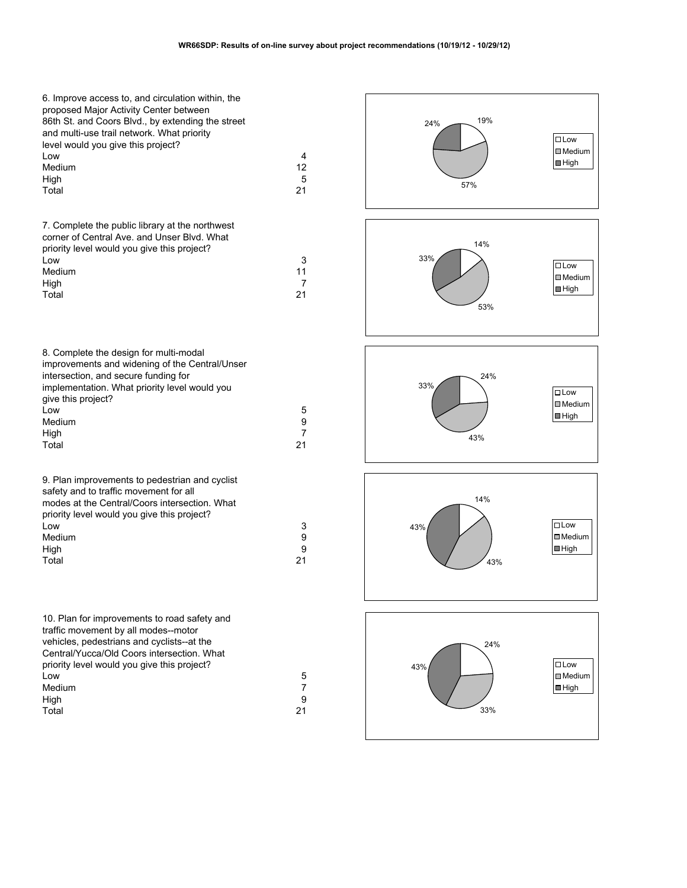**WR66SDP: Results of on-line survey about project recommendations (10/19/12 - 10/29/12)**

6. Improve access to, and circulation within, the proposed Major Activity Center between 86th St. and Coors Blvd., by extending the street and multi-use trail network. What priority level would you give this project?

| | |
|---|---|
| Low | 4 |
| Medium | 12 |
| High | 5 |
| Total | 21 |

Low 19%, Medium 57%, High 24%

7. Complete the public library at the northwest corner of Central Ave. and Unser Blvd. What priority level would you give this project?

| | |
|---|---|
| Low | 3 |
| Medium | 11 |
| High | 7 |
| Total | 21 |

Low 14%, Medium 53%, High 33%

8. Complete the design for multi-modal improvements and widening of the Central/Unser intersection, and secure funding for implementation. What priority level would you give this project?

| | |
|---|---|
| Low | 5 |
| Medium | 9 |
| High | 7 |
| Total | 21 |

Low 24%, Medium 43%, High 33%

9. Plan improvements to pedestrian and cyclist safety and to traffic movement for all modes at the Central/Coors intersection. What priority level would you give this project?

| | |
|---|---|
| Low | 3 |
| Medium | 9 |
| High | 9 |
| Total | 21 |

Low 14%, Medium 43%, High 43%

10. Plan for improvements to road safety and traffic movement by all modes--motor vehicles, pedestrians and cyclists--at the Central/Yucca/Old Coors intersection. What priority level would you give this project?

| | |
|---|---|
| Low | 5 |
| Medium | 7 |
| High | 9 |
| Total | 21 |

Low 24%, Medium 33%, High 43%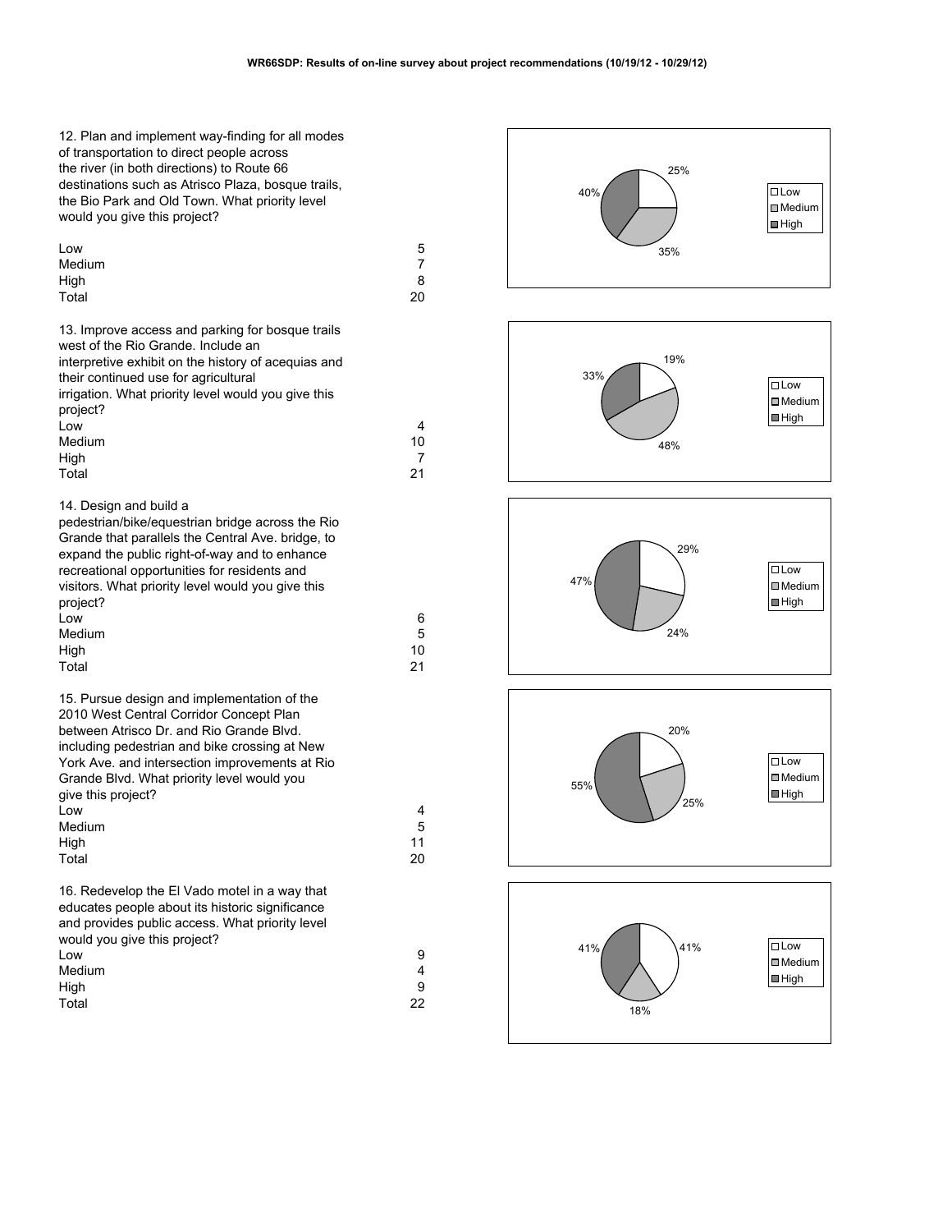**WR66SDP: Results of on-line survey about project recommendations (10/19/12 - 10/29/12)**

12. Plan and implement way-finding for all modes of transportation to direct people across the river (in both directions) to Route 66 destinations such as Atrisco Plaza, bosque trails, the Bio Park and Old Town. What priority level would you give this project?

| | |
|---|---|
| Low | 5 |
| Medium | 7 |
| High | 8 |
| Total | 20 |

Low 25%, Medium 35%, High 40%

13. Improve access and parking for bosque trails west of the Rio Grande. Include an interpretive exhibit on the history of acequias and their continued use for agricultural irrigation. What priority level would you give this project?

| | |
|---|---|
| Low | 4 |
| Medium | 10 |
| High | 7 |
| Total | 21 |

Low 19%, Medium 48%, High 33%

14. Design and build a pedestrian/bike/equestrian bridge across the Rio Grande that parallels the Central Ave. bridge, to expand the public right-of-way and to enhance recreational opportunities for residents and visitors. What priority level would you give this project?

| | |
|---|---|
| Low | 6 |
| Medium | 5 |
| High | 10 |
| Total | 21 |

Low 29%, Medium 24%, High 47%

15. Pursue design and implementation of the 2010 West Central Corridor Concept Plan between Atrisco Dr. and Rio Grande Blvd. including pedestrian and bike crossing at New York Ave. and intersection improvements at Rio Grande Blvd. What priority level would you give this project?

| | |
|---|---|
| Low | 4 |
| Medium | 5 |
| High | 11 |
| Total | 20 |

Low 20%, Medium 25%, High 55%

16. Redevelop the El Vado motel in a way that educates people about its historic significance and provides public access. What priority level would you give this project?

| | |
|---|---|
| Low | 9 |
| Medium | 4 |
| High | 9 |
| Total | 22 |

Low 41%, Medium 18%, High 41%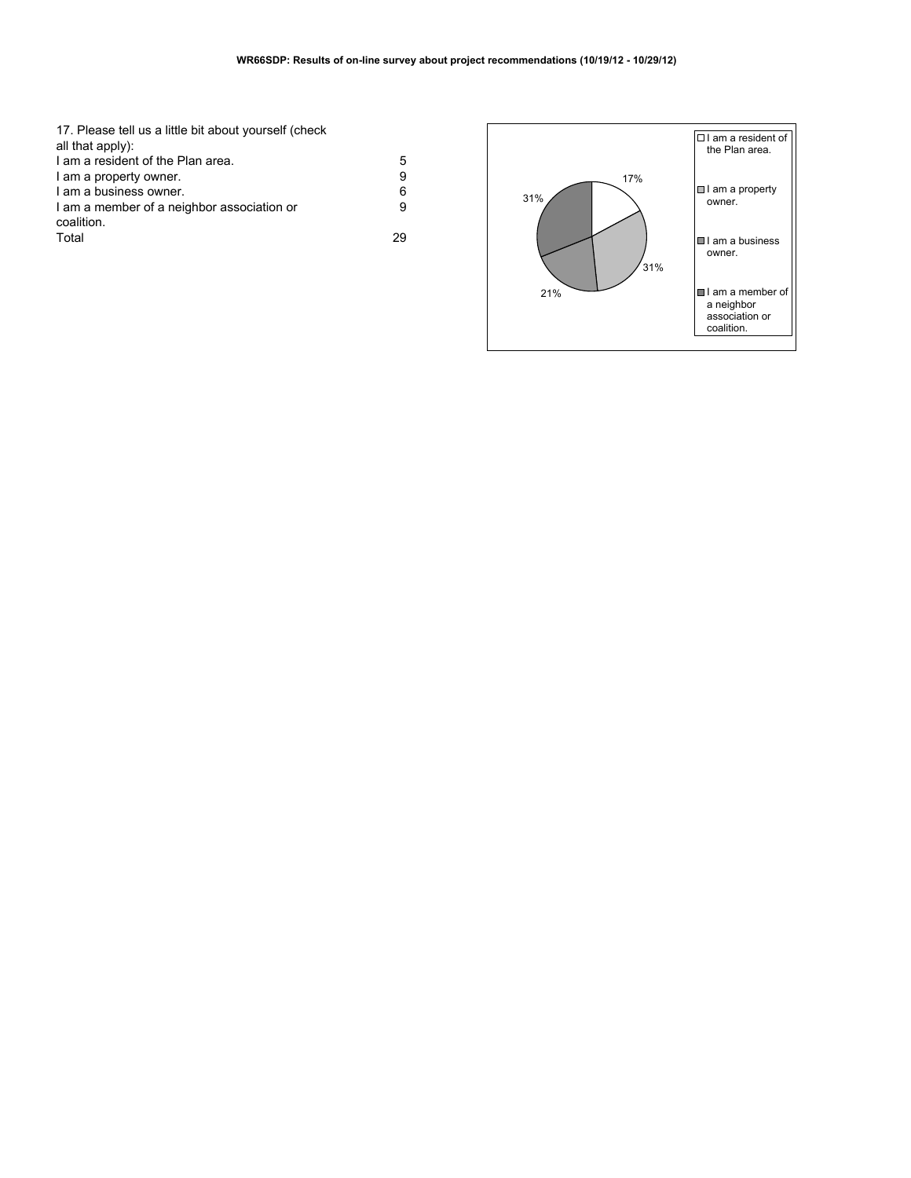17. Please tell us a little bit about yourself (check all that apply):

| | |
|---|---|
| I am a resident of the Plan area. | 5 |
| I am a property owner. | 9 |
| I am a business owner. | 6 |
| I am a member of a neighbor association or coalition. | 9 |
| Total | 29 |

17%

31%

21%

31%

I am a resident of the Plan area.

I am a property owner.

I am a business owner.

I am a member of a neighbor association or coalition.